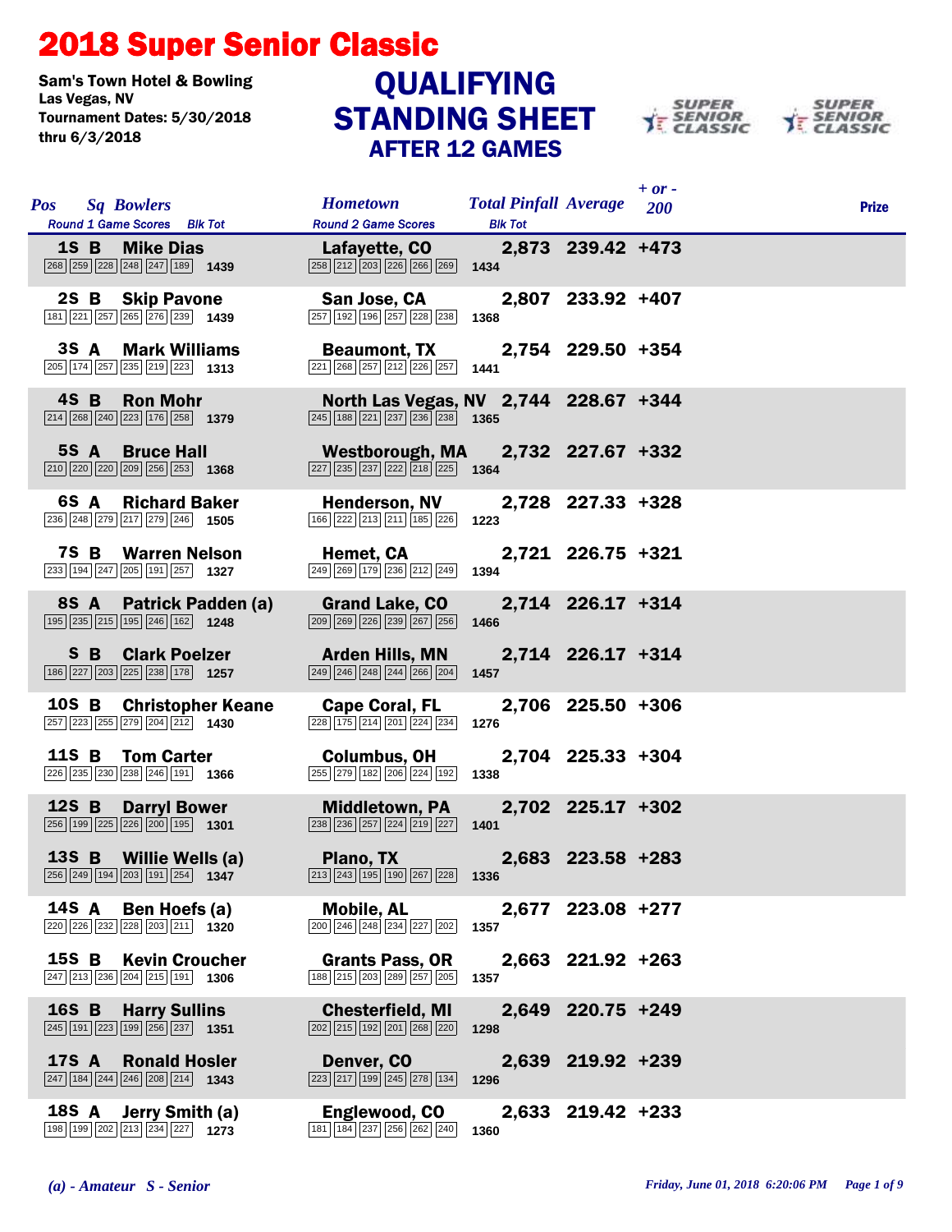# 2018 Super Senior Classic

Sam's Town Hotel & Bowling
Las Vegas, NV
Tournament Dates: 5/30/2018 thru 6/3/2018

## QUALIFYING STANDING SHEET
### AFTER 12 GAMES

| Pos | Sq | Bowlers | Round 1 Game Scores | Blk Tot | Hometown | Round 2 Game Scores | Blk Tot | Total Pinfall | Average | + or - 200 | Prize |
|---|---|---|---|---|---|---|---|---|---|---|---|
| 1S | B | Mike Dias | 268 259 228 248 247 189 | 1439 | Lafayette, CO | 258 212 203 226 266 269 | 1434 | 2,873 | 239.42 | +473 | |
| 2S | B | Skip Pavone | 181 221 257 265 276 239 | 1439 | San Jose, CA | 257 192 196 257 228 238 | 1368 | 2,807 | 233.92 | +407 | |
| 3S | A | Mark Williams | 205 174 257 235 219 223 | 1313 | Beaumont, TX | 221 268 257 212 226 257 | 1441 | 2,754 | 229.50 | +354 | |
| 4S | B | Ron Mohr | 214 268 240 223 176 258 | 1379 | North Las Vegas, NV | 245 188 221 237 236 238 | 1365 | 2,744 | 228.67 | +344 | |
| 5S | A | Bruce Hall | 210 220 220 209 256 253 | 1368 | Westborough, MA | 227 235 237 222 218 225 | 1364 | 2,732 | 227.67 | +332 | |
| 6S | A | Richard Baker | 236 248 279 217 279 246 | 1505 | Henderson, NV | 166 222 213 211 185 226 | 1223 | 2,728 | 227.33 | +328 | |
| 7S | B | Warren Nelson | 233 194 247 205 191 257 | 1327 | Hemet, CA | 249 269 179 236 212 249 | 1394 | 2,721 | 226.75 | +321 | |
| 8S | A | Patrick Padden (a) | 195 235 215 195 246 162 | 1248 | Grand Lake, CO | 209 269 226 239 267 256 | 1466 | 2,714 | 226.17 | +314 | |
| S | B | Clark Poelzer | 186 227 203 225 238 178 | 1257 | Arden Hills, MN | 249 246 248 244 266 204 | 1457 | 2,714 | 226.17 | +314 | |
| 10S | B | Christopher Keane | 257 223 255 279 204 212 | 1430 | Cape Coral, FL | 228 175 214 201 224 234 | 1276 | 2,706 | 225.50 | +306 | |
| 11S | B | Tom Carter | 226 235 230 238 246 191 | 1366 | Columbus, OH | 255 279 182 206 224 192 | 1338 | 2,704 | 225.33 | +304 | |
| 12S | B | Darryl Bower | 256 199 225 226 200 195 | 1301 | Middletown, PA | 238 236 257 224 219 227 | 1401 | 2,702 | 225.17 | +302 | |
| 13S | B | Willie Wells (a) | 256 249 194 203 191 254 | 1347 | Plano, TX | 213 243 195 190 267 228 | 1336 | 2,683 | 223.58 | +283 | |
| 14S | A | Ben Hoefs (a) | 220 226 232 228 203 211 | 1320 | Mobile, AL | 200 246 248 234 227 202 | 1357 | 2,677 | 223.08 | +277 | |
| 15S | B | Kevin Croucher | 247 213 236 204 215 191 | 1306 | Grants Pass, OR | 188 215 203 289 257 205 | 1357 | 2,663 | 221.92 | +263 | |
| 16S | B | Harry Sullins | 245 191 223 199 256 237 | 1351 | Chesterfield, MI | 202 215 192 201 268 220 | 1298 | 2,649 | 220.75 | +249 | |
| 17S | A | Ronald Hosler | 247 184 244 246 208 214 | 1343 | Denver, CO | 223 217 199 245 278 134 | 1296 | 2,639 | 219.92 | +239 | |
| 18S | A | Jerry Smith (a) | 198 199 202 213 234 227 | 1273 | Englewood, CO | 181 184 237 256 262 240 | 1360 | 2,633 | 219.42 | +233 | |

*(a) - Amateur S - Senior*

*Friday, June 01, 2018 6:20:06 PM*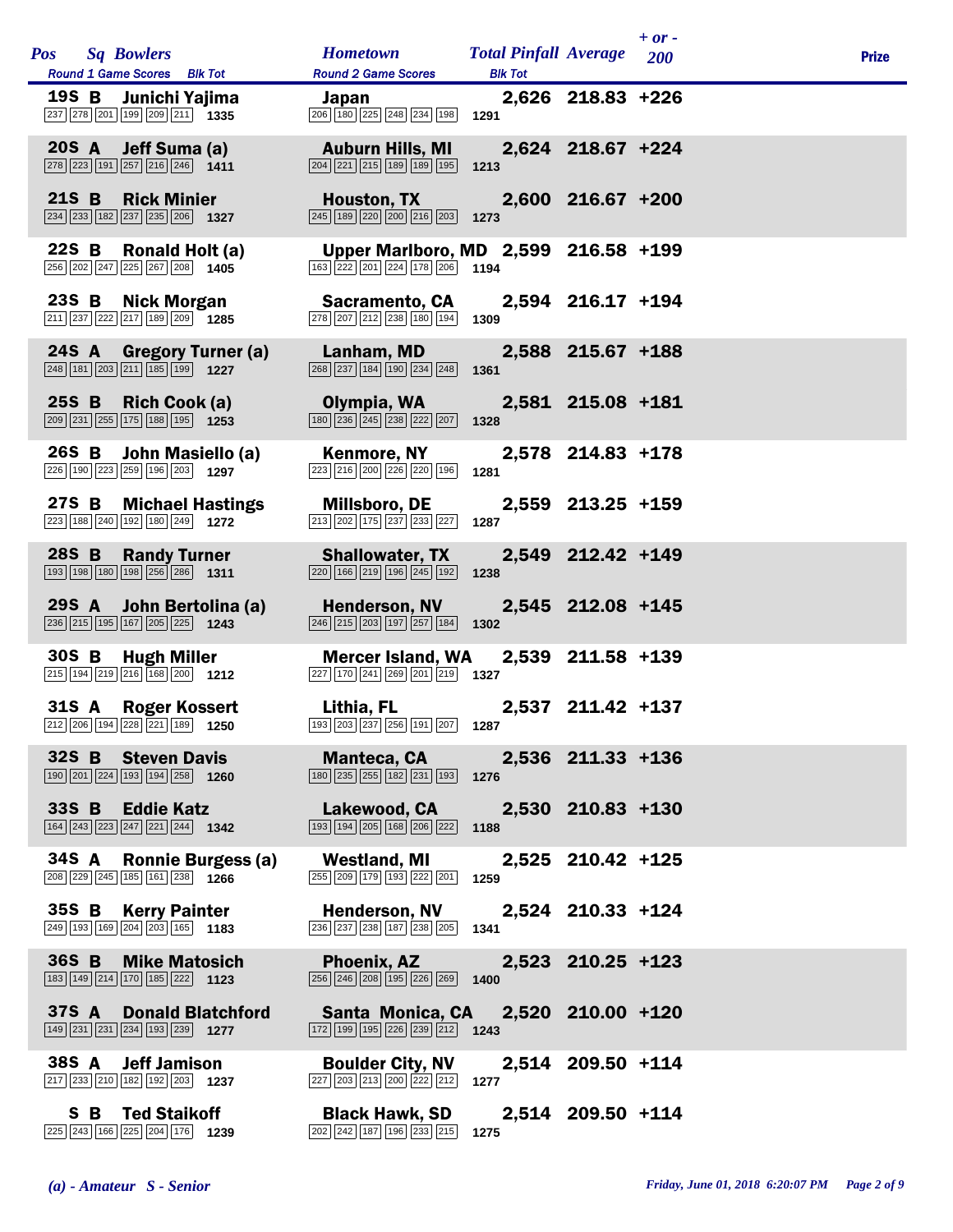| Pos | Sq | Bowlers | Round 1 Game Scores | Blk Tot | Hometown | Round 2 Game Scores | Blk Tot | Total Pinfall | Average | + or - 200 | Prize |
|---|---|---|---|---|---|---|---|---|---|---|---|
| 19S | B | Junichi Yajima | 237 278 201 199 209 211 | 1335 | Japan | 206 180 225 248 234 198 | 1291 | 2,626 | 218.83 | +226 | |
| 20S | A | Jeff Suma (a) | 278 223 191 257 216 246 | 1411 | Auburn Hills, MI | 204 221 215 189 189 195 | 1213 | 2,624 | 218.67 | +224 | |
| 21S | B | Rick Minier | 234 233 182 237 235 206 | 1327 | Houston, TX | 245 189 220 200 216 203 | 1273 | 2,600 | 216.67 | +200 | |
| 22S | B | Ronald Holt (a) | 256 202 247 225 267 208 | 1405 | Upper Marlboro, MD | 163 222 201 224 178 206 | 1194 | 2,599 | 216.58 | +199 | |
| 23S | B | Nick Morgan | 211 237 222 217 189 209 | 1285 | Sacramento, CA | 278 207 212 238 180 194 | 1309 | 2,594 | 216.17 | +194 | |
| 24S | A | Gregory Turner (a) | 248 181 203 211 185 199 | 1227 | Lanham, MD | 268 237 184 190 234 248 | 1361 | 2,588 | 215.67 | +188 | |
| 25S | B | Rich Cook (a) | 209 231 255 175 188 195 | 1253 | Olympia, WA | 180 236 245 238 222 207 | 1328 | 2,581 | 215.08 | +181 | |
| 26S | B | John Masiello (a) | 226 190 223 259 196 203 | 1297 | Kenmore, NY | 223 216 200 226 220 196 | 1281 | 2,578 | 214.83 | +178 | |
| 27S | B | Michael Hastings | 223 188 240 192 180 249 | 1272 | Millsboro, DE | 213 202 175 237 233 227 | 1287 | 2,559 | 213.25 | +159 | |
| 28S | B | Randy Turner | 193 198 180 198 256 286 | 1311 | Shallowater, TX | 220 166 219 196 245 192 | 1238 | 2,549 | 212.42 | +149 | |
| 29S | A | John Bertolina (a) | 236 215 195 167 205 225 | 1243 | Henderson, NV | 246 215 203 197 257 184 | 1302 | 2,545 | 212.08 | +145 | |
| 30S | B | Hugh Miller | 215 194 219 216 168 200 | 1212 | Mercer Island, WA | 227 170 241 269 201 219 | 1327 | 2,539 | 211.58 | +139 | |
| 31S | A | Roger Kossert | 212 206 194 228 221 189 | 1250 | Lithia, FL | 193 203 237 256 191 207 | 1287 | 2,537 | 211.42 | +137 | |
| 32S | B | Steven Davis | 190 201 224 193 194 258 | 1260 | Manteca, CA | 180 235 255 182 231 193 | 1276 | 2,536 | 211.33 | +136 | |
| 33S | B | Eddie Katz | 164 243 223 247 221 244 | 1342 | Lakewood, CA | 193 194 205 168 206 222 | 1188 | 2,530 | 210.83 | +130 | |
| 34S | A | Ronnie Burgess (a) | 208 229 245 185 161 238 | 1266 | Westland, MI | 255 209 179 193 222 201 | 1259 | 2,525 | 210.42 | +125 | |
| 35S | B | Kerry Painter | 249 193 169 204 203 165 | 1183 | Henderson, NV | 236 237 238 187 238 205 | 1341 | 2,524 | 210.33 | +124 | |
| 36S | B | Mike Matosich | 183 149 214 170 185 222 | 1123 | Phoenix, AZ | 256 246 208 195 226 269 | 1400 | 2,523 | 210.25 | +123 | |
| 37S | A | Donald Blatchford | 149 231 231 234 193 239 | 1277 | Santa Monica, CA | 172 199 195 226 239 212 | 1243 | 2,520 | 210.00 | +120 | |
| 38S | A | Jeff Jamison | 217 233 210 182 192 203 | 1237 | Boulder City, NV | 227 203 213 200 222 212 | 1277 | 2,514 | 209.50 | +114 | |
| S | B | Ted Staikoff | 225 243 166 225 204 176 | 1239 | Black Hawk, SD | 202 242 187 196 233 215 | 1275 | 2,514 | 209.50 | +114 | |

*(a) - Amateur S - Senior*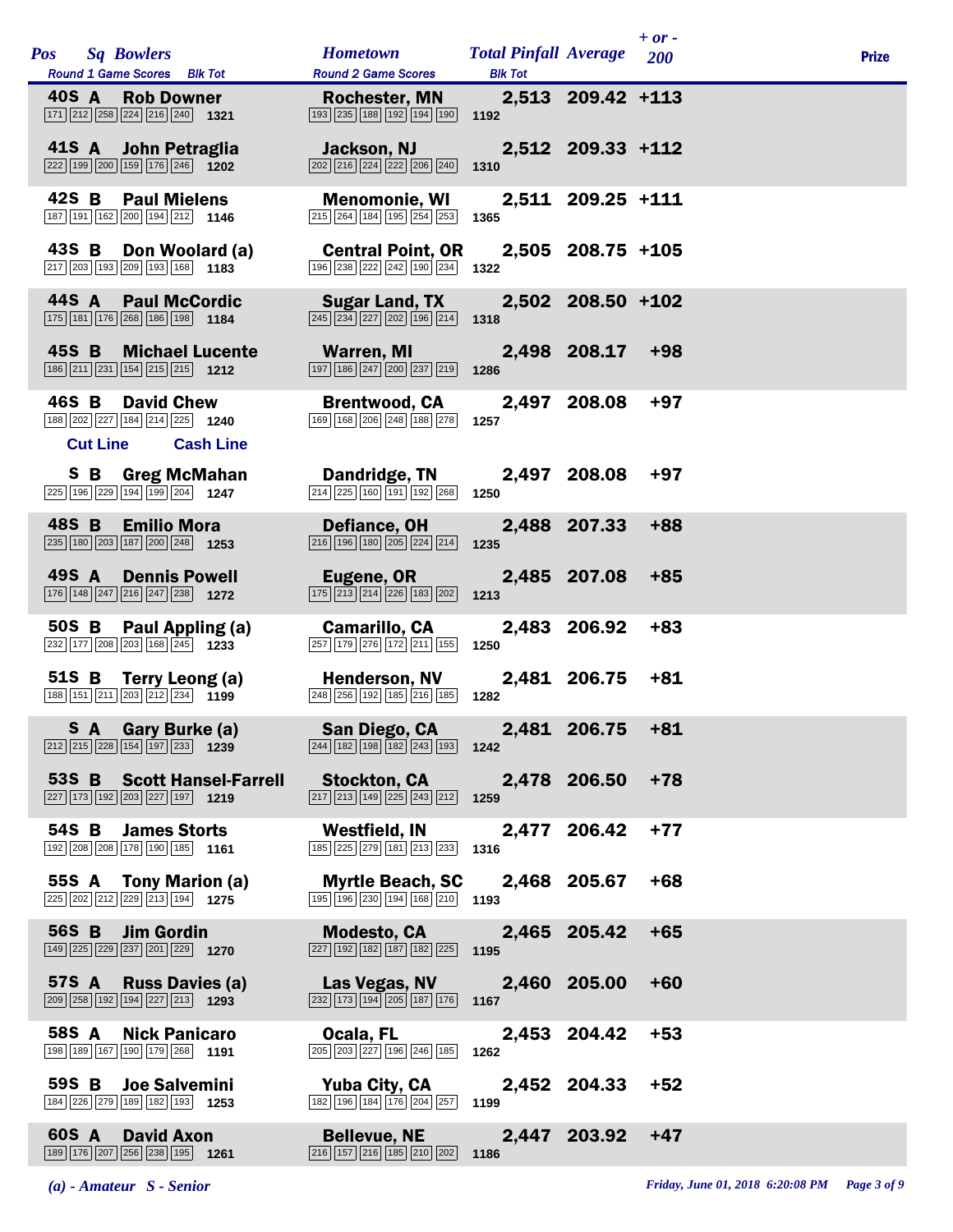| Pos | Sq | Bowlers | Round 1 Game Scores | Blk Tot | Hometown | Round 2 Game Scores | Blk Tot | Total Pinfall | Average | + or - 200 | Prize |
|---|---|---|---|---|---|---|---|---|---|---|---|
| 40S | A | Rob Downer | 171 212 258 224 216 240 | 1321 | Rochester, MN | 193 235 188 192 194 190 | 1192 | 2,513 | 209.42 | +113 | |
| 41S | A | John Petraglia | 222 199 200 159 176 246 | 1202 | Jackson, NJ | 202 216 224 222 206 240 | 1310 | 2,512 | 209.33 | +112 | |
| 42S | B | Paul Mielens | 187 191 162 200 194 212 | 1146 | Menomonie, WI | 215 264 184 195 254 253 | 1365 | 2,511 | 209.25 | +111 | |
| 43S | B | Don Woolard (a) | 217 203 193 209 193 168 | 1183 | Central Point, OR | 196 238 222 242 190 234 | 1322 | 2,505 | 208.75 | +105 | |
| 44S | A | Paul McCordic | 175 181 176 268 186 198 | 1184 | Sugar Land, TX | 245 234 227 202 196 214 | 1318 | 2,502 | 208.50 | +102 | |
| 45S | B | Michael Lucente | 186 211 231 154 215 215 | 1212 | Warren, MI | 197 186 247 200 237 219 | 1286 | 2,498 | 208.17 | +98 | |
| 46S | B | David Chew | 188 202 227 184 214 225 | 1240 | Brentwood, CA | 169 168 206 248 188 278 | 1257 | 2,497 | 208.08 | +97 | |
| **Cut Line** | | **Cash Line** | | | | | | | | | |
| S | B | Greg McMahan | 225 196 229 194 199 204 | 1247 | Dandridge, TN | 214 225 160 191 192 268 | 1250 | 2,497 | 208.08 | +97 | |
| 48S | B | Emilio Mora | 235 180 203 187 200 248 | 1253 | Defiance, OH | 216 196 180 205 224 214 | 1235 | 2,488 | 207.33 | +88 | |
| 49S | A | Dennis Powell | 176 148 247 216 247 238 | 1272 | Eugene, OR | 175 213 214 226 183 202 | 1213 | 2,485 | 207.08 | +85 | |
| 50S | B | Paul Appling (a) | 232 177 208 203 168 245 | 1233 | Camarillo, CA | 257 179 276 172 211 155 | 1250 | 2,483 | 206.92 | +83 | |
| 51S | B | Terry Leong (a) | 188 151 211 203 212 234 | 1199 | Henderson, NV | 248 256 192 185 216 185 | 1282 | 2,481 | 206.75 | +81 | |
| S | A | Gary Burke (a) | 212 215 228 154 197 233 | 1239 | San Diego, CA | 244 182 198 182 243 193 | 1242 | 2,481 | 206.75 | +81 | |
| 53S | B | Scott Hansel-Farrell | 227 173 192 203 227 197 | 1219 | Stockton, CA | 217 213 149 225 243 212 | 1259 | 2,478 | 206.50 | +78 | |
| 54S | B | James Storts | 192 208 208 178 190 185 | 1161 | Westfield, IN | 185 225 279 181 213 233 | 1316 | 2,477 | 206.42 | +77 | |
| 55S | A | Tony Marion (a) | 225 202 212 229 213 194 | 1275 | Myrtle Beach, SC | 195 196 230 194 168 210 | 1193 | 2,468 | 205.67 | +68 | |
| 56S | B | Jim Gordin | 149 225 229 237 201 229 | 1270 | Modesto, CA | 227 192 182 187 182 225 | 1195 | 2,465 | 205.42 | +65 | |
| 57S | A | Russ Davies (a) | 209 258 192 194 227 213 | 1293 | Las Vegas, NV | 232 173 194 205 187 176 | 1167 | 2,460 | 205.00 | +60 | |
| 58S | A | Nick Panicaro | 198 189 167 190 179 268 | 1191 | Ocala, FL | 205 203 227 196 246 185 | 1262 | 2,453 | 204.42 | +53 | |
| 59S | B | Joe Salvemini | 184 226 279 189 182 193 | 1253 | Yuba City, CA | 182 196 184 176 204 257 | 1199 | 2,452 | 204.33 | +52 | |
| 60S | A | David Axon | 189 176 207 256 238 195 | 1261 | Bellevue, NE | 216 157 216 185 210 202 | 1186 | 2,447 | 203.92 | +47 | |

*(a) - Amateur S - Senior*

*Friday, June 01, 2018 6:20:08 PM*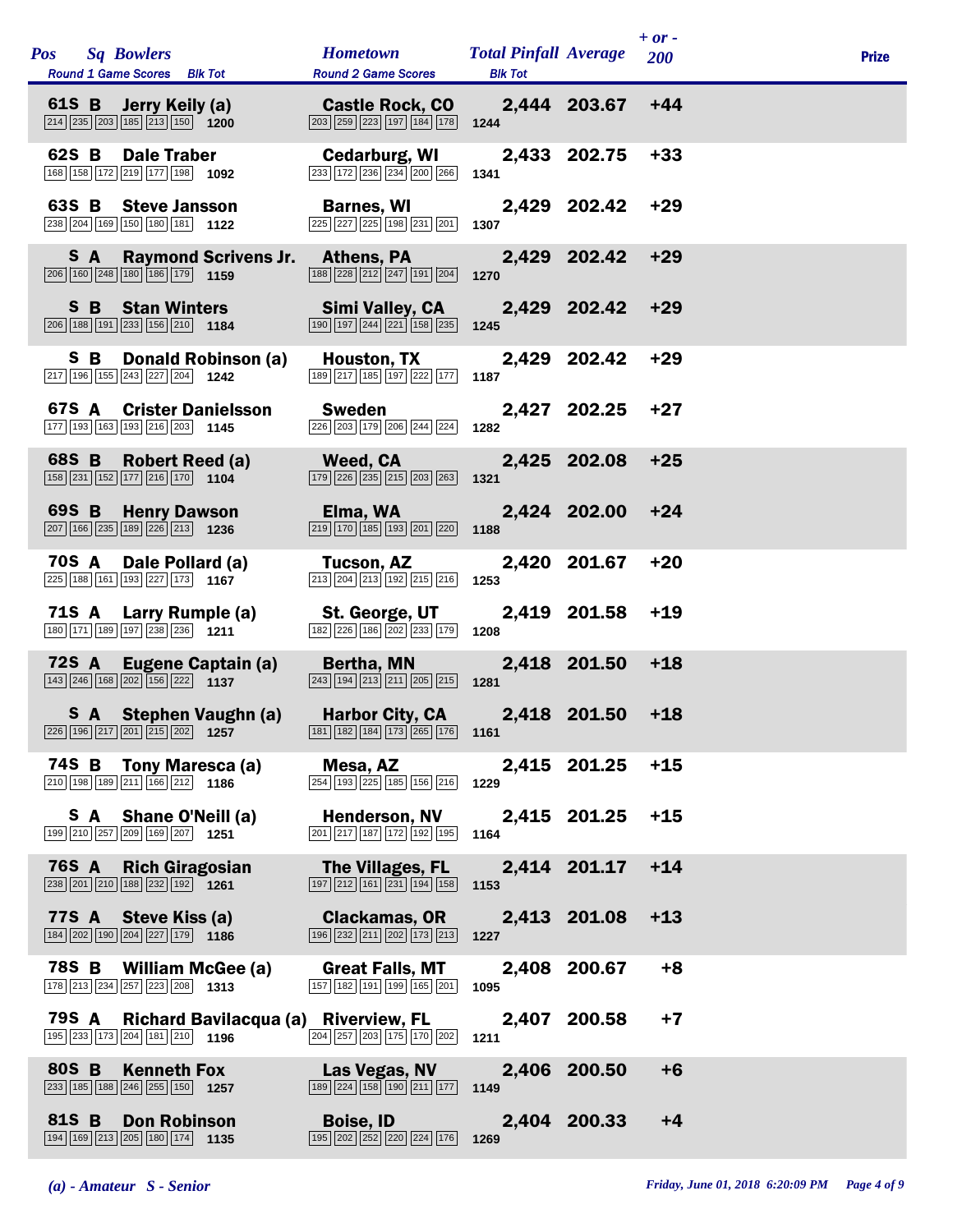| Pos | Sq | Bowlers | Hometown | Total Pinfall | Average | + or - 200 | Prize |
|---|---|---|---|---|---|---|---|
| | | Round 1 Game Scores / Blk Tot | Round 2 Game Scores / Blk Tot | | | | |
| 61S | B | Jerry Keily (a) | Castle Rock, CO | 2,444 | 203.67 | +44 | |
| | | 214 235 203 185 213 150 1200 | 203 259 223 197 184 178 1244 | | | | |
| 62S | B | Dale Traber | Cedarburg, WI | 2,433 | 202.75 | +33 | |
| | | 168 158 172 219 177 198 1092 | 233 172 236 234 200 266 1341 | | | | |
| 63S | B | Steve Jansson | Barnes, WI | 2,429 | 202.42 | +29 | |
| | | 238 204 169 150 180 181 1122 | 225 227 225 198 231 201 1307 | | | | |
| S | A | Raymond Scrivens Jr. | Athens, PA | 2,429 | 202.42 | +29 | |
| | | 206 160 248 180 186 179 1159 | 188 228 212 247 191 204 1270 | | | | |
| S | B | Stan Winters | Simi Valley, CA | 2,429 | 202.42 | +29 | |
| | | 206 188 191 233 156 210 1184 | 190 197 244 221 158 235 1245 | | | | |
| S | B | Donald Robinson (a) | Houston, TX | 2,429 | 202.42 | +29 | |
| | | 217 196 155 243 227 204 1242 | 189 217 185 197 222 177 1187 | | | | |
| 67S | A | Crister Danielsson | Sweden | 2,427 | 202.25 | +27 | |
| | | 177 193 163 193 216 203 1145 | 226 203 179 206 244 224 1282 | | | | |
| 68S | B | Robert Reed (a) | Weed, CA | 2,425 | 202.08 | +25 | |
| | | 158 231 152 177 216 170 1104 | 179 226 235 215 203 263 1321 | | | | |
| 69S | B | Henry Dawson | Elma, WA | 2,424 | 202.00 | +24 | |
| | | 207 166 235 189 226 213 1236 | 219 170 185 193 201 220 1188 | | | | |
| 70S | A | Dale Pollard (a) | Tucson, AZ | 2,420 | 201.67 | +20 | |
| | | 225 188 161 193 227 173 1167 | 213 204 213 192 215 216 1253 | | | | |
| 71S | A | Larry Rumple (a) | St. George, UT | 2,419 | 201.58 | +19 | |
| | | 180 171 189 197 238 236 1211 | 182 226 186 202 233 179 1208 | | | | |
| 72S | A | Eugene Captain (a) | Bertha, MN | 2,418 | 201.50 | +18 | |
| | | 143 246 168 202 156 222 1137 | 243 194 213 211 205 215 1281 | | | | |
| S | A | Stephen Vaughn (a) | Harbor City, CA | 2,418 | 201.50 | +18 | |
| | | 226 196 217 201 215 202 1257 | 181 182 184 173 265 176 1161 | | | | |
| 74S | B | Tony Maresca (a) | Mesa, AZ | 2,415 | 201.25 | +15 | |
| | | 210 198 189 211 166 212 1186 | 254 193 225 185 156 216 1229 | | | | |
| S | A | Shane O'Neill (a) | Henderson, NV | 2,415 | 201.25 | +15 | |
| | | 199 210 257 209 169 207 1251 | 201 217 187 172 192 195 1164 | | | | |
| 76S | A | Rich Giragosian | The Villages, FL | 2,414 | 201.17 | +14 | |
| | | 238 201 210 188 232 192 1261 | 197 212 161 231 194 158 1153 | | | | |
| 77S | A | Steve Kiss (a) | Clackamas, OR | 2,413 | 201.08 | +13 | |
| | | 184 202 190 204 227 179 1186 | 196 232 211 202 173 213 1227 | | | | |
| 78S | B | William McGee (a) | Great Falls, MT | 2,408 | 200.67 | +8 | |
| | | 178 213 234 257 223 208 1313 | 157 182 191 199 165 201 1095 | | | | |
| 79S | A | Richard Bavilacqua (a) | Riverview, FL | 2,407 | 200.58 | +7 | |
| | | 195 233 173 204 181 210 1196 | 204 257 203 175 170 202 1211 | | | | |
| 80S | B | Kenneth Fox | Las Vegas, NV | 2,406 | 200.50 | +6 | |
| | | 233 185 188 246 255 150 1257 | 189 224 158 190 211 177 1149 | | | | |
| 81S | B | Don Robinson | Boise, ID | 2,404 | 200.33 | +4 | |
| | | 194 169 213 205 180 174 1135 | 195 202 252 220 224 176 1269 | | | | |

*(a) - Amateur S - Senior*

*Friday, June 01, 2018 6:20:09 PM*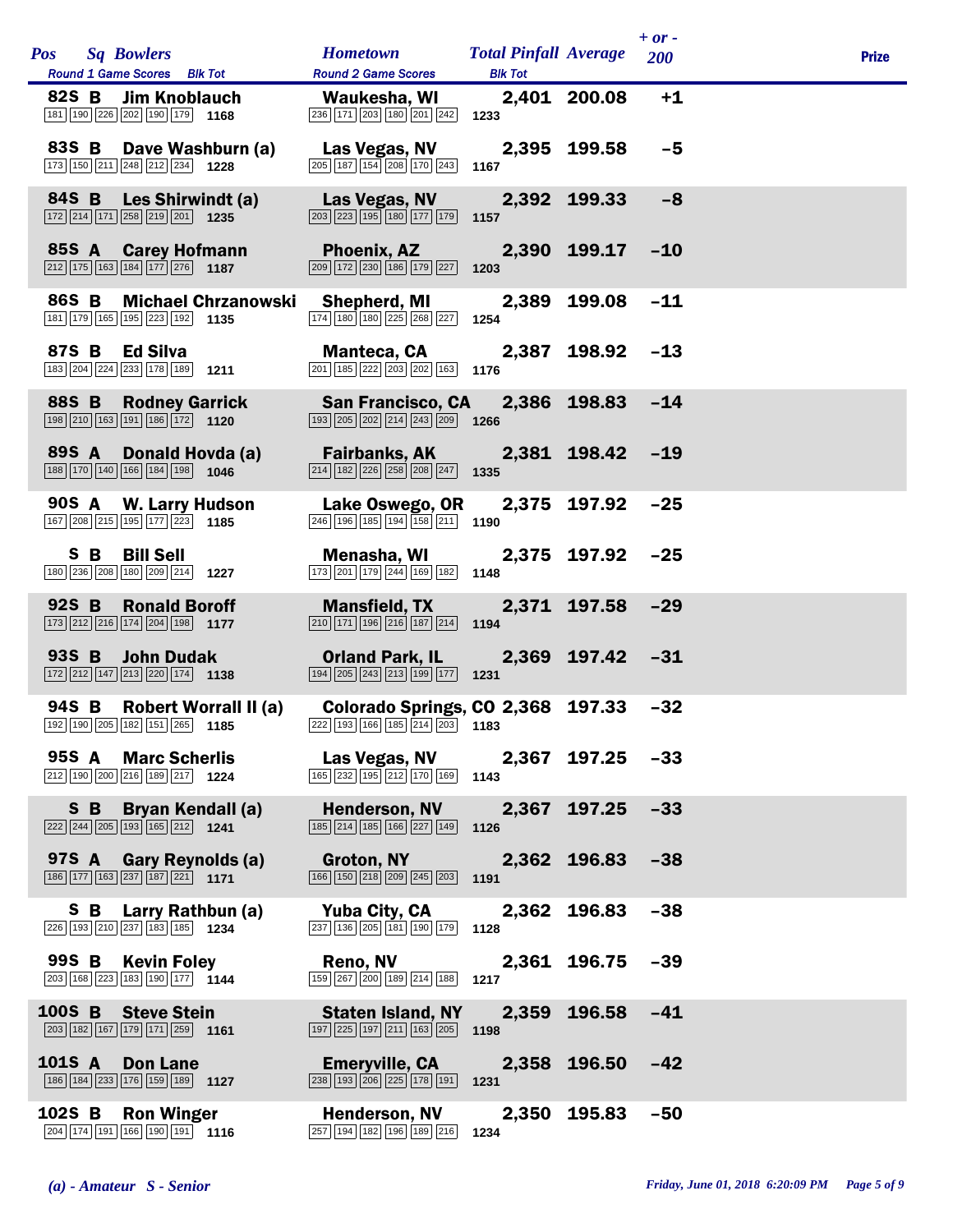| Pos | Sq | Bowlers<br>Round 1 Game Scores | Blk Tot | Hometown<br>Round 2 Game Scores | Blk Tot | Total Pinfall | Average | + or - 200 | Prize |
|---|---|---|---|---|---|---|---|---|---|
| 82S | B | **Jim Knoblauch**<br>181 190 226 202 190 179 | 1168 | **Waukesha, WI**<br>236 171 203 180 201 242 | 1233 | 2,401 | 200.08 | +1 | |
| 83S | B | **Dave Washburn (a)**<br>173 150 211 248 212 234 | 1228 | **Las Vegas, NV**<br>205 187 154 208 170 243 | 1167 | 2,395 | 199.58 | -5 | |
| 84S | B | **Les Shirwindt (a)**<br>172 214 171 258 219 201 | 1235 | **Las Vegas, NV**<br>203 223 195 180 177 179 | 1157 | 2,392 | 199.33 | -8 | |
| 85S | A | **Carey Hofmann**<br>212 175 163 184 177 276 | 1187 | **Phoenix, AZ**<br>209 172 230 186 179 227 | 1203 | 2,390 | 199.17 | -10 | |
| 86S | B | **Michael Chrzanowski**<br>181 179 165 195 223 192 | 1135 | **Shepherd, MI**<br>174 180 180 225 268 227 | 1254 | 2,389 | 199.08 | -11 | |
| 87S | B | **Ed Silva**<br>183 204 224 233 178 189 | 1211 | **Manteca, CA**<br>201 185 222 203 202 163 | 1176 | 2,387 | 198.92 | -13 | |
| 88S | B | **Rodney Garrick**<br>198 210 163 191 186 172 | 1120 | **San Francisco, CA**<br>193 205 202 214 243 209 | 1266 | 2,386 | 198.83 | -14 | |
| 89S | A | **Donald Hovda (a)**<br>188 170 140 166 184 198 | 1046 | **Fairbanks, AK**<br>214 182 226 258 208 247 | 1335 | 2,381 | 198.42 | -19 | |
| 90S | A | **W. Larry Hudson**<br>167 208 215 195 177 223 | 1185 | **Lake Oswego, OR**<br>246 196 185 194 158 211 | 1190 | 2,375 | 197.92 | -25 | |
| S | B | **Bill Sell**<br>180 236 208 180 209 214 | 1227 | **Menasha, WI**<br>173 201 179 244 169 182 | 1148 | 2,375 | 197.92 | -25 | |
| 92S | B | **Ronald Boroff**<br>173 212 216 174 204 198 | 1177 | **Mansfield, TX**<br>210 171 196 216 187 214 | 1194 | 2,371 | 197.58 | -29 | |
| 93S | B | **John Dudak**<br>172 212 147 213 220 174 | 1138 | **Orland Park, IL**<br>194 205 243 213 199 177 | 1231 | 2,369 | 197.42 | -31 | |
| 94S | B | **Robert Worrall II (a)**<br>192 190 205 182 151 265 | 1185 | **Colorado Springs, CO**<br>222 193 166 185 214 203 | 1183 | 2,368 | 197.33 | -32 | |
| 95S | A | **Marc Scherlis**<br>212 190 200 216 189 217 | 1224 | **Las Vegas, NV**<br>165 232 195 212 170 169 | 1143 | 2,367 | 197.25 | -33 | |
| S | B | **Bryan Kendall (a)**<br>222 244 205 193 165 212 | 1241 | **Henderson, NV**<br>185 214 185 166 227 149 | 1126 | 2,367 | 197.25 | -33 | |
| 97S | A | **Gary Reynolds (a)**<br>186 177 163 237 187 221 | 1171 | **Groton, NY**<br>166 150 218 209 245 203 | 1191 | 2,362 | 196.83 | -38 | |
| S | B | **Larry Rathbun (a)**<br>226 193 210 237 183 185 | 1234 | **Yuba City, CA**<br>237 136 205 181 190 179 | 1128 | 2,362 | 196.83 | -38 | |
| 99S | B | **Kevin Foley**<br>203 168 223 183 190 177 | 1144 | **Reno, NV**<br>159 267 200 189 214 188 | 1217 | 2,361 | 196.75 | -39 | |
| 100S | B | **Steve Stein**<br>203 182 167 179 171 259 | 1161 | **Staten Island, NY**<br>197 225 197 211 163 205 | 1198 | 2,359 | 196.58 | -41 | |
| 101S | A | **Don Lane**<br>186 184 233 176 159 189 | 1127 | **Emeryville, CA**<br>238 193 206 225 178 191 | 1231 | 2,358 | 196.50 | -42 | |
| 102S | B | **Ron Winger**<br>204 174 191 166 190 191 | 1116 | **Henderson, NV**<br>257 194 182 196 189 216 | 1234 | 2,350 | 195.83 | -50 | |

*(a) - Amateur S - Senior*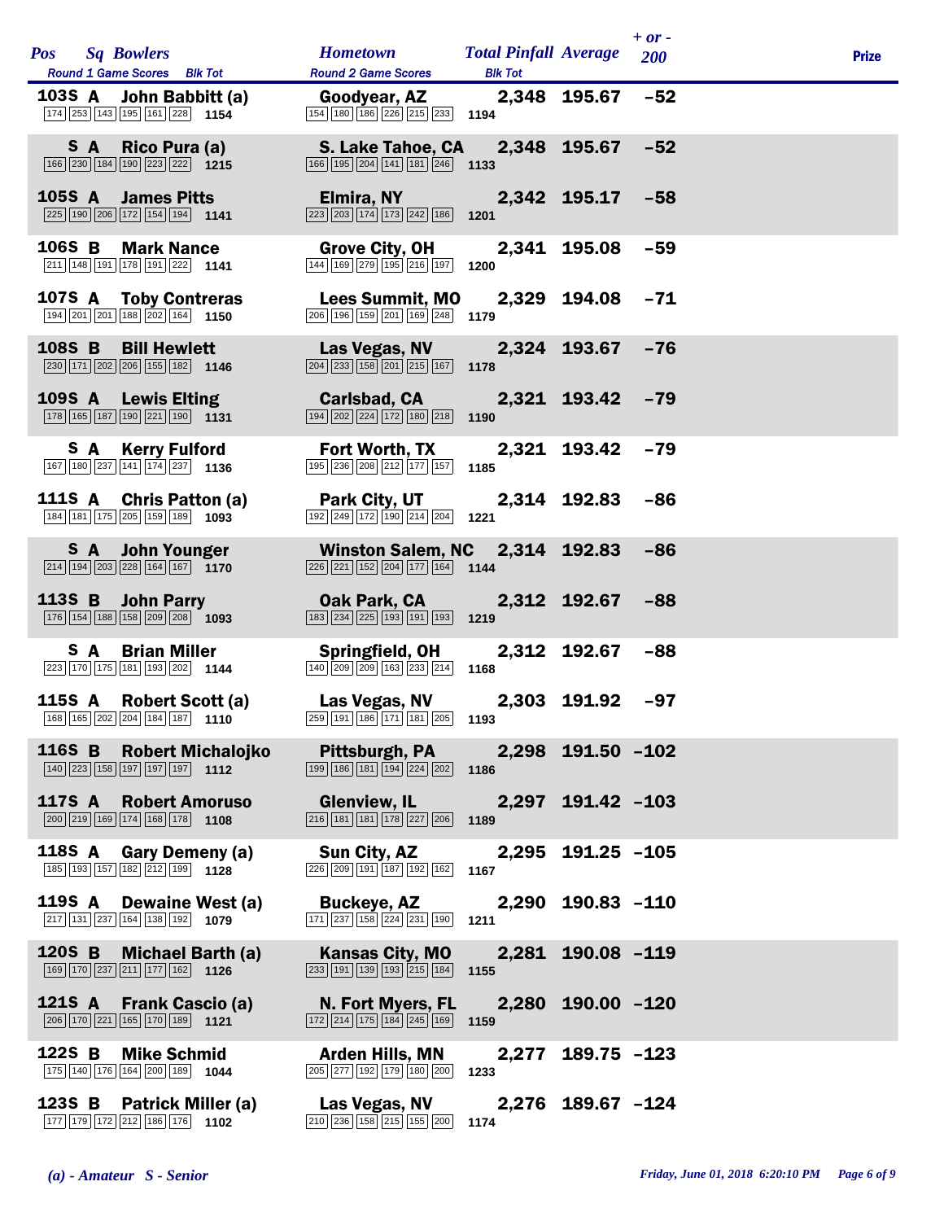| Pos | Sq | Bowlers | Round 1 Game Scores | Blk Tot | Hometown | Round 2 Game Scores | Blk Tot | Total Pinfall | Average | + or - 200 | Prize |
|---|---|---|---|---|---|---|---|---|---|---|---|
| 103S | A | John Babbitt (a) | 174 253 143 195 161 228 | 1154 | Goodyear, AZ | 154 180 186 226 215 233 | 1194 | 2,348 | 195.67 | -52 | |
| S | A | Rico Pura (a) | 166 230 184 190 223 222 | 1215 | S. Lake Tahoe, CA | 166 195 204 141 181 246 | 1133 | 2,348 | 195.67 | -52 | |
| 105S | A | James Pitts | 225 190 206 172 154 194 | 1141 | Elmira, NY | 223 203 174 173 242 186 | 1201 | 2,342 | 195.17 | -58 | |
| 106S | B | Mark Nance | 211 148 191 178 191 222 | 1141 | Grove City, OH | 144 169 279 195 216 197 | 1200 | 2,341 | 195.08 | -59 | |
| 107S | A | Toby Contreras | 194 201 201 188 202 164 | 1150 | Lees Summit, MO | 206 196 159 201 169 248 | 1179 | 2,329 | 194.08 | -71 | |
| 108S | B | Bill Hewlett | 230 171 202 206 155 182 | 1146 | Las Vegas, NV | 204 233 158 201 215 167 | 1178 | 2,324 | 193.67 | -76 | |
| 109S | A | Lewis Elting | 178 165 187 190 221 190 | 1131 | Carlsbad, CA | 194 202 224 172 180 218 | 1190 | 2,321 | 193.42 | -79 | |
| S | A | Kerry Fulford | 167 180 237 141 174 237 | 1136 | Fort Worth, TX | 195 236 208 212 177 157 | 1185 | 2,321 | 193.42 | -79 | |
| 111S | A | Chris Patton (a) | 184 181 175 205 159 189 | 1093 | Park City, UT | 192 249 172 190 214 204 | 1221 | 2,314 | 192.83 | -86 | |
| S | A | John Younger | 214 194 203 228 164 167 | 1170 | Winston Salem, NC | 226 221 152 204 177 164 | 1144 | 2,314 | 192.83 | -86 | |
| 113S | B | John Parry | 176 154 188 158 209 208 | 1093 | Oak Park, CA | 183 234 225 193 191 193 | 1219 | 2,312 | 192.67 | -88 | |
| S | A | Brian Miller | 223 170 175 181 193 202 | 1144 | Springfield, OH | 140 209 209 163 233 214 | 1168 | 2,312 | 192.67 | -88 | |
| 115S | A | Robert Scott (a) | 168 165 202 204 184 187 | 1110 | Las Vegas, NV | 259 191 186 171 181 205 | 1193 | 2,303 | 191.92 | -97 | |
| 116S | B | Robert Michalojko | 140 223 158 197 197 197 | 1112 | Pittsburgh, PA | 199 186 181 194 224 202 | 1186 | 2,298 | 191.50 | -102 | |
| 117S | A | Robert Amoruso | 200 219 169 174 168 178 | 1108 | Glenview, IL | 216 181 181 178 227 206 | 1189 | 2,297 | 191.42 | -103 | |
| 118S | A | Gary Demeny (a) | 185 193 157 182 212 199 | 1128 | Sun City, AZ | 226 209 191 187 192 162 | 1167 | 2,295 | 191.25 | -105 | |
| 119S | A | Dewaine West (a) | 217 131 237 164 138 192 | 1079 | Buckeye, AZ | 171 237 158 224 231 190 | 1211 | 2,290 | 190.83 | -110 | |
| 120S | B | Michael Barth (a) | 169 170 237 211 177 162 | 1126 | Kansas City, MO | 233 191 139 193 215 184 | 1155 | 2,281 | 190.08 | -119 | |
| 121S | A | Frank Cascio (a) | 206 170 221 165 170 189 | 1121 | N. Fort Myers, FL | 172 214 175 184 245 169 | 1159 | 2,280 | 190.00 | -120 | |
| 122S | B | Mike Schmid | 175 140 176 164 200 189 | 1044 | Arden Hills, MN | 205 277 192 179 180 200 | 1233 | 2,277 | 189.75 | -123 | |
| 123S | B | Patrick Miller (a) | 177 179 172 212 186 176 | 1102 | Las Vegas, NV | 210 236 158 215 155 200 | 1174 | 2,276 | 189.67 | -124 | |

*(a) - Amateur S - Senior*

*Friday, June 01, 2018 6:20:10 PM*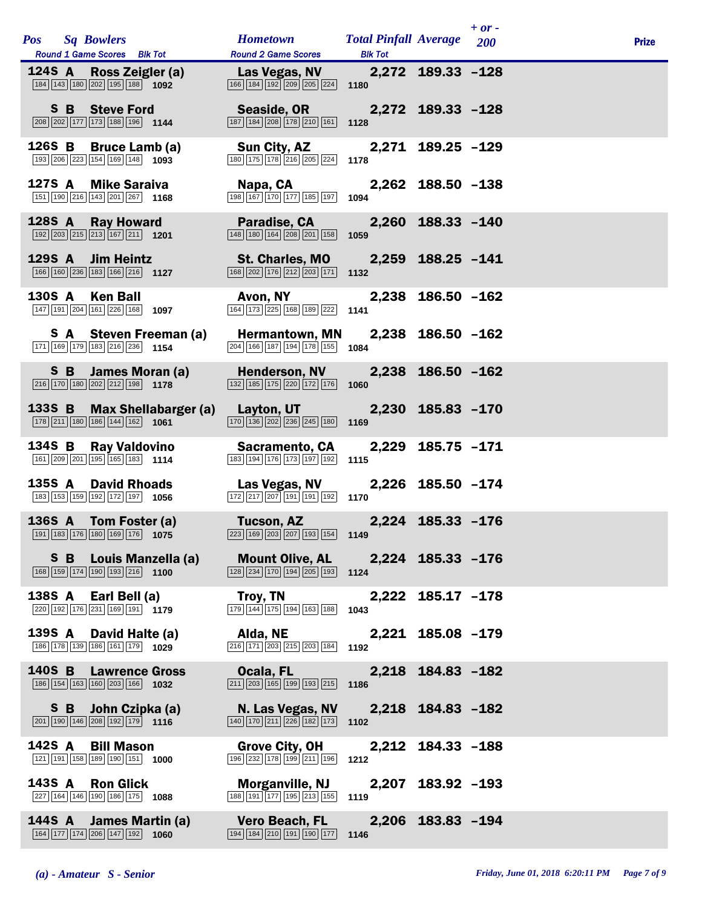| Pos | Sq | Bowlers | Round 1 Game Scores | Blk Tot | Hometown | Round 2 Game Scores | Blk Tot | Total Pinfall | Average | + or - 200 | Prize |
|---|---|---|---|---|---|---|---|---|---|---|---|
| 124S | A | Ross Zeigler (a) | 184 143 180 202 195 188 | 1092 | Las Vegas, NV | 166 184 192 209 205 224 | 1180 | 2,272 | 189.33 | -128 | |
| S | B | Steve Ford | 208 202 177 173 188 196 | 1144 | Seaside, OR | 187 184 208 178 210 161 | 1128 | 2,272 | 189.33 | -128 | |
| 126S | B | Bruce Lamb (a) | 193 206 223 154 169 148 | 1093 | Sun City, AZ | 180 175 178 216 205 224 | 1178 | 2,271 | 189.25 | -129 | |
| 127S | A | Mike Saraiva | 151 190 216 143 201 267 | 1168 | Napa, CA | 198 167 170 177 185 197 | 1094 | 2,262 | 188.50 | -138 | |
| 128S | A | Ray Howard | 192 203 215 213 167 211 | 1201 | Paradise, CA | 148 180 164 208 201 158 | 1059 | 2,260 | 188.33 | -140 | |
| 129S | A | Jim Heintz | 166 160 236 183 166 216 | 1127 | St. Charles, MO | 168 202 176 212 203 171 | 1132 | 2,259 | 188.25 | -141 | |
| 130S | A | Ken Ball | 147 191 204 161 226 168 | 1097 | Avon, NY | 164 173 225 168 189 222 | 1141 | 2,238 | 186.50 | -162 | |
| S | A | Steven Freeman (a) | 171 169 179 183 216 236 | 1154 | Hermantown, MN | 204 166 187 194 178 155 | 1084 | 2,238 | 186.50 | -162 | |
| S | B | James Moran (a) | 216 170 180 202 212 198 | 1178 | Henderson, NV | 132 185 175 220 172 176 | 1060 | 2,238 | 186.50 | -162 | |
| 133S | B | Max Shellabarger (a) | 178 211 180 186 144 162 | 1061 | Layton, UT | 170 136 202 236 245 180 | 1169 | 2,230 | 185.83 | -170 | |
| 134S | B | Ray Valdovino | 161 209 201 195 165 183 | 1114 | Sacramento, CA | 183 194 176 173 197 192 | 1115 | 2,229 | 185.75 | -171 | |
| 135S | A | David Rhoads | 183 153 159 192 172 197 | 1056 | Las Vegas, NV | 172 217 207 191 191 192 | 1170 | 2,226 | 185.50 | -174 | |
| 136S | A | Tom Foster (a) | 191 183 176 180 169 176 | 1075 | Tucson, AZ | 223 169 203 207 193 154 | 1149 | 2,224 | 185.33 | -176 | |
| S | B | Louis Manzella (a) | 168 159 174 190 193 216 | 1100 | Mount Olive, AL | 128 234 170 194 205 193 | 1124 | 2,224 | 185.33 | -176 | |
| 138S | A | Earl Bell (a) | 220 192 176 231 169 191 | 1179 | Troy, TN | 179 144 175 194 163 188 | 1043 | 2,222 | 185.17 | -178 | |
| 139S | A | David Halte (a) | 186 178 139 186 161 179 | 1029 | Alda, NE | 216 171 203 215 203 184 | 1192 | 2,221 | 185.08 | -179 | |
| 140S | B | Lawrence Gross | 186 154 163 160 203 166 | 1032 | Ocala, FL | 211 203 165 199 193 215 | 1186 | 2,218 | 184.83 | -182 | |
| S | B | John Czipka (a) | 201 190 146 208 192 179 | 1116 | N. Las Vegas, NV | 140 170 211 226 182 173 | 1102 | 2,218 | 184.83 | -182 | |
| 142S | A | Bill Mason | 121 191 158 189 190 151 | 1000 | Grove City, OH | 196 232 178 199 211 196 | 1212 | 2,212 | 184.33 | -188 | |
| 143S | A | Ron Glick | 227 164 146 190 186 175 | 1088 | Morganville, NJ | 188 191 177 195 213 155 | 1119 | 2,207 | 183.92 | -193 | |
| 144S | A | James Martin (a) | 164 177 174 206 147 192 | 1060 | Vero Beach, FL | 194 184 210 191 190 177 | 1146 | 2,206 | 183.83 | -194 | |

*(a) - Amateur S - Senior*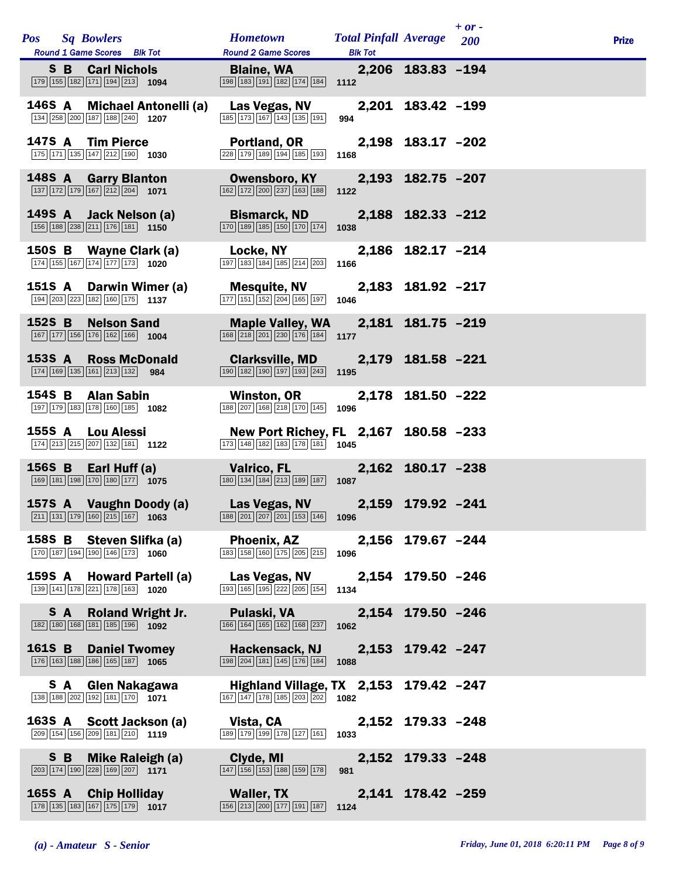| Pos | Sq | Bowlers | Round 1 Game Scores | Blk Tot | Hometown | Round 2 Game Scores | Blk Tot | Total Pinfall | Average | + or - 200 | Prize |
|---|---|---|---|---|---|---|---|---|---|---|---|
| | S B | Carl Nichols | 179 155 182 171 194 213 | 1094 | Blaine, WA | 198 183 191 182 174 184 | 1112 | 2,206 | 183.83 | -194 | |
| 146 | S A | Michael Antonelli (a) | 134 258 200 187 188 240 | 1207 | Las Vegas, NV | 185 173 167 143 135 191 | 994 | 2,201 | 183.42 | -199 | |
| 147 | S A | Tim Pierce | 175 171 135 147 212 190 | 1030 | Portland, OR | 228 179 189 194 185 193 | 1168 | 2,198 | 183.17 | -202 | |
| 148 | S A | Garry Blanton | 137 172 179 167 212 204 | 1071 | Owensboro, KY | 162 172 200 237 163 188 | 1122 | 2,193 | 182.75 | -207 | |
| 149 | S A | Jack Nelson (a) | 156 188 238 211 176 181 | 1150 | Bismarck, ND | 170 189 185 150 170 174 | 1038 | 2,188 | 182.33 | -212 | |
| 150 | S B | Wayne Clark (a) | 174 155 167 174 177 173 | 1020 | Locke, NY | 197 183 184 185 214 203 | 1166 | 2,186 | 182.17 | -214 | |
| 151 | S A | Darwin Wimer (a) | 194 203 223 182 160 175 | 1137 | Mesquite, NV | 177 151 152 204 165 197 | 1046 | 2,183 | 181.92 | -217 | |
| 152 | S B | Nelson Sand | 167 177 156 176 162 166 | 1004 | Maple Valley, WA | 168 218 201 230 176 184 | 1177 | 2,181 | 181.75 | -219 | |
| 153 | S A | Ross McDonald | 174 169 135 161 213 132 | 984 | Clarksville, MD | 190 182 190 197 193 243 | 1195 | 2,179 | 181.58 | -221 | |
| 154 | S B | Alan Sabin | 197 179 183 178 160 185 | 1082 | Winston, OR | 188 207 168 218 170 145 | 1096 | 2,178 | 181.50 | -222 | |
| 155 | S A | Lou Alessi | 174 213 215 207 132 181 | 1122 | New Port Richey, FL | 173 148 182 183 178 181 | 1045 | 2,167 | 180.58 | -233 | |
| 156 | S B | Earl Huff (a) | 169 181 198 170 180 177 | 1075 | Valrico, FL | 180 134 184 213 189 187 | 1087 | 2,162 | 180.17 | -238 | |
| 157 | S A | Vaughn Doody (a) | 211 131 179 160 215 167 | 1063 | Las Vegas, NV | 188 201 207 201 153 146 | 1096 | 2,159 | 179.92 | -241 | |
| 158 | S B | Steven Slifka (a) | 170 187 194 190 146 173 | 1060 | Phoenix, AZ | 183 158 160 175 205 215 | 1096 | 2,156 | 179.67 | -244 | |
| 159 | S A | Howard Partell (a) | 139 141 178 221 178 163 | 1020 | Las Vegas, NV | 193 165 195 222 205 154 | 1134 | 2,154 | 179.50 | -246 | |
| | S A | Roland Wright Jr. | 182 180 168 181 185 196 | 1092 | Pulaski, VA | 166 164 165 162 168 237 | 1062 | 2,154 | 179.50 | -246 | |
| 161 | S B | Daniel Twomey | 176 163 188 186 165 187 | 1065 | Hackensack, NJ | 198 204 181 145 176 184 | 1088 | 2,153 | 179.42 | -247 | |
| | S A | Glen Nakagawa | 138 188 202 192 181 170 | 1071 | Highland Village, TX | 167 147 178 185 203 202 | 1082 | 2,153 | 179.42 | -247 | |
| 163 | S A | Scott Jackson (a) | 209 154 156 209 181 210 | 1119 | Vista, CA | 189 179 199 178 127 161 | 1033 | 2,152 | 179.33 | -248 | |
| | S B | Mike Raleigh (a) | 203 174 190 228 169 207 | 1171 | Clyde, MI | 147 156 153 188 159 178 | 981 | 2,152 | 179.33 | -248 | |
| 165 | S A | Chip Holliday | 178 135 183 167 175 179 | 1017 | Waller, TX | 156 213 200 177 191 187 | 1124 | 2,141 | 178.42 | -259 | |

*(a) - Amateur S - Senior*

*Friday, June 01, 2018 6:20:11 PM*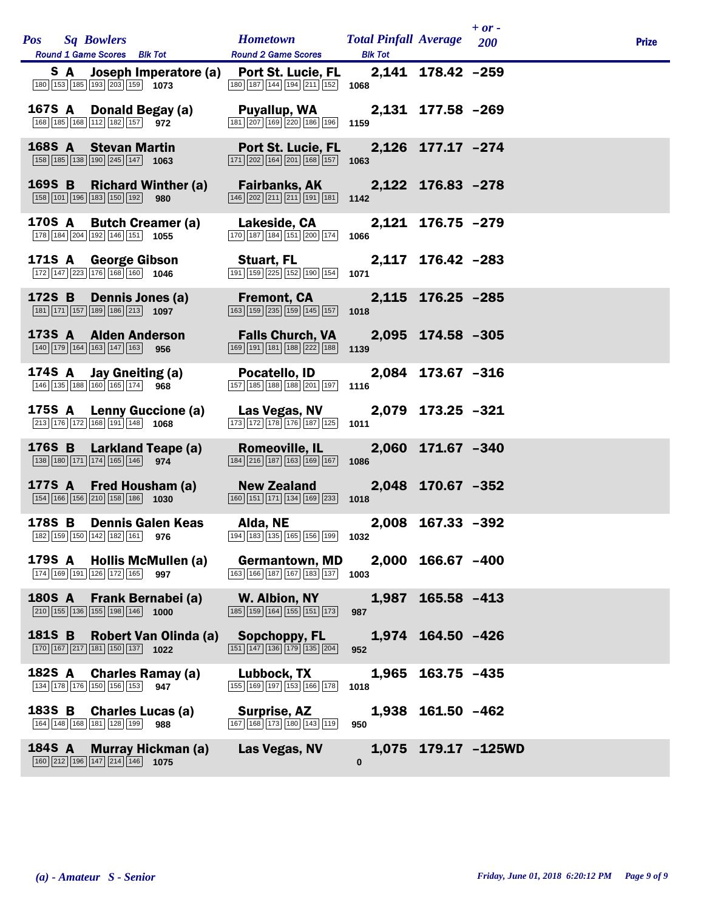| Pos | Sq | Bowlers<br>Round 1 Game Scores / Blk Tot | Hometown<br>Round 2 Game Scores / Blk Tot | Total Pinfall | Average | + or - 200 | Prize |
|---|---|---|---|---|---|---|---|
| S | A | Joseph Imperatore (a)<br>180 153 185 193 203 159 1073 | Port St. Lucie, FL<br>180 187 144 194 211 152 1068 | 2,141 | 178.42 | -259 | |
| 167S | A | Donald Begay (a)<br>168 185 168 112 182 157 972 | Puyallup, WA<br>181 207 169 220 186 196 1159 | 2,131 | 177.58 | -269 | |
| 168S | A | Stevan Martin<br>158 185 138 190 245 147 1063 | Port St. Lucie, FL<br>171 202 164 201 168 157 1063 | 2,126 | 177.17 | -274 | |
| 169S | B | Richard Winther (a)<br>158 101 196 183 150 192 980 | Fairbanks, AK<br>146 202 211 211 191 181 1142 | 2,122 | 176.83 | -278 | |
| 170S | A | Butch Creamer (a)<br>178 184 204 192 146 151 1055 | Lakeside, CA<br>170 187 184 151 200 174 1066 | 2,121 | 176.75 | -279 | |
| 171S | A | George Gibson<br>172 147 223 176 168 160 1046 | Stuart, FL<br>191 159 225 152 190 154 1071 | 2,117 | 176.42 | -283 | |
| 172S | B | Dennis Jones (a)<br>181 171 157 189 186 213 1097 | Fremont, CA<br>163 159 235 159 145 157 1018 | 2,115 | 176.25 | -285 | |
| 173S | A | Alden Anderson<br>140 179 164 163 147 163 956 | Falls Church, VA<br>169 191 181 188 222 188 1139 | 2,095 | 174.58 | -305 | |
| 174S | A | Jay Gneiting (a)<br>146 135 188 160 165 174 968 | Pocatello, ID<br>157 185 188 188 201 197 1116 | 2,084 | 173.67 | -316 | |
| 175S | A | Lenny Guccione (a)<br>213 176 172 168 191 148 1068 | Las Vegas, NV<br>173 172 178 176 187 125 1011 | 2,079 | 173.25 | -321 | |
| 176S | B | Larkland Teape (a)<br>138 180 171 174 165 146 974 | Romeoville, IL<br>184 216 187 163 169 167 1086 | 2,060 | 171.67 | -340 | |
| 177S | A | Fred Housham (a)<br>154 166 156 210 158 186 1030 | New Zealand<br>160 151 171 134 169 233 1018 | 2,048 | 170.67 | -352 | |
| 178S | B | Dennis Galen Keas<br>182 159 150 142 182 161 976 | Alda, NE<br>194 183 135 165 156 199 1032 | 2,008 | 167.33 | -392 | |
| 179S | A | Hollis McMullen (a)<br>174 169 191 126 172 165 997 | Germantown, MD<br>163 166 187 167 183 137 1003 | 2,000 | 166.67 | -400 | |
| 180S | A | Frank Bernabei (a)<br>210 155 136 155 198 146 1000 | W. Albion, NY<br>185 159 164 155 151 173 987 | 1,987 | 165.58 | -413 | |
| 181S | B | Robert Van Olinda (a)<br>170 167 217 181 150 137 1022 | Sopchoppy, FL<br>151 147 136 179 135 204 952 | 1,974 | 164.50 | -426 | |
| 182S | A | Charles Ramay (a)<br>134 178 176 150 156 153 947 | Lubbock, TX<br>155 169 197 153 166 178 1018 | 1,965 | 163.75 | -435 | |
| 183S | B | Charles Lucas (a)<br>164 148 168 181 128 199 988 | Surprise, AZ<br>167 168 173 180 143 119 950 | 1,938 | 161.50 | -462 | |
| 184S | A | Murray Hickman (a)<br>160 212 196 147 214 146 1075 | Las Vegas, NV<br>0 | 1,075 | 179.17 | -125WD | |

*(a) - Amateur S - Senior*